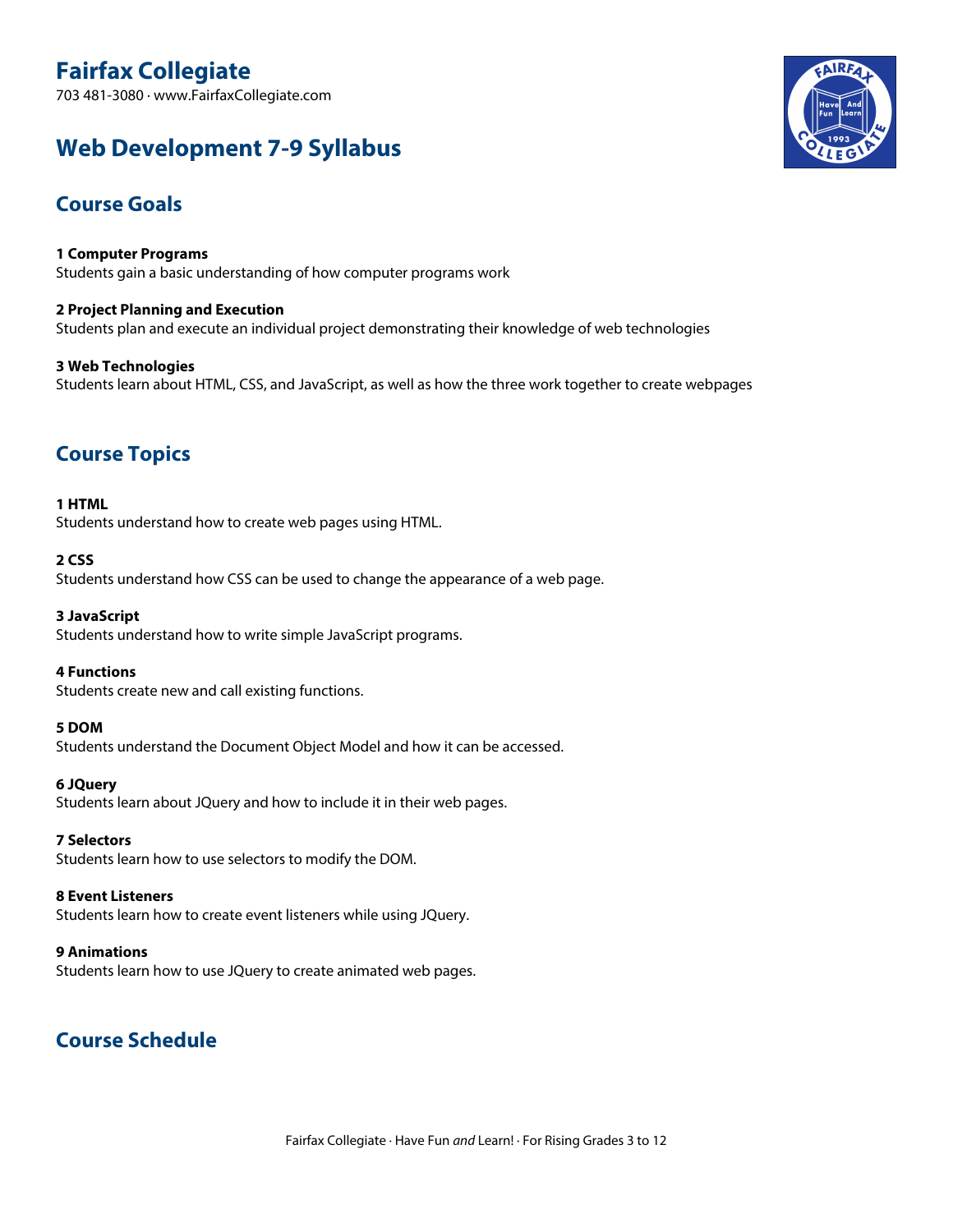# Fairfax Collegiate

703 481-3080 · www.FairfaxCollegiate.com

# Web Development 7-9 Syllabus

## Course Goals

**1 Computer Programs**
Students gain a basic understanding of how computer programs work

**2 Project Planning and Execution**
Students plan and execute an individual project demonstrating their knowledge of web technologies

**3 Web Technologies**
Students learn about HTML, CSS, and JavaScript, as well as how the three work together to create webpages

## Course Topics

**1 HTML**
Students understand how to create web pages using HTML.

**2 CSS**
Students understand how CSS can be used to change the appearance of a web page.

**3 JavaScript**
Students understand how to write simple JavaScript programs.

**4 Functions**
Students create new and call existing functions.

**5 DOM**
Students understand the Document Object Model and how it can be accessed.

**6 JQuery**
Students learn about JQuery and how to include it in their web pages.

**7 Selectors**
Students learn how to use selectors to modify the DOM.

**8 Event Listeners**
Students learn how to create event listeners while using JQuery.

**9 Animations**
Students learn how to use JQuery to create animated web pages.

## Course Schedule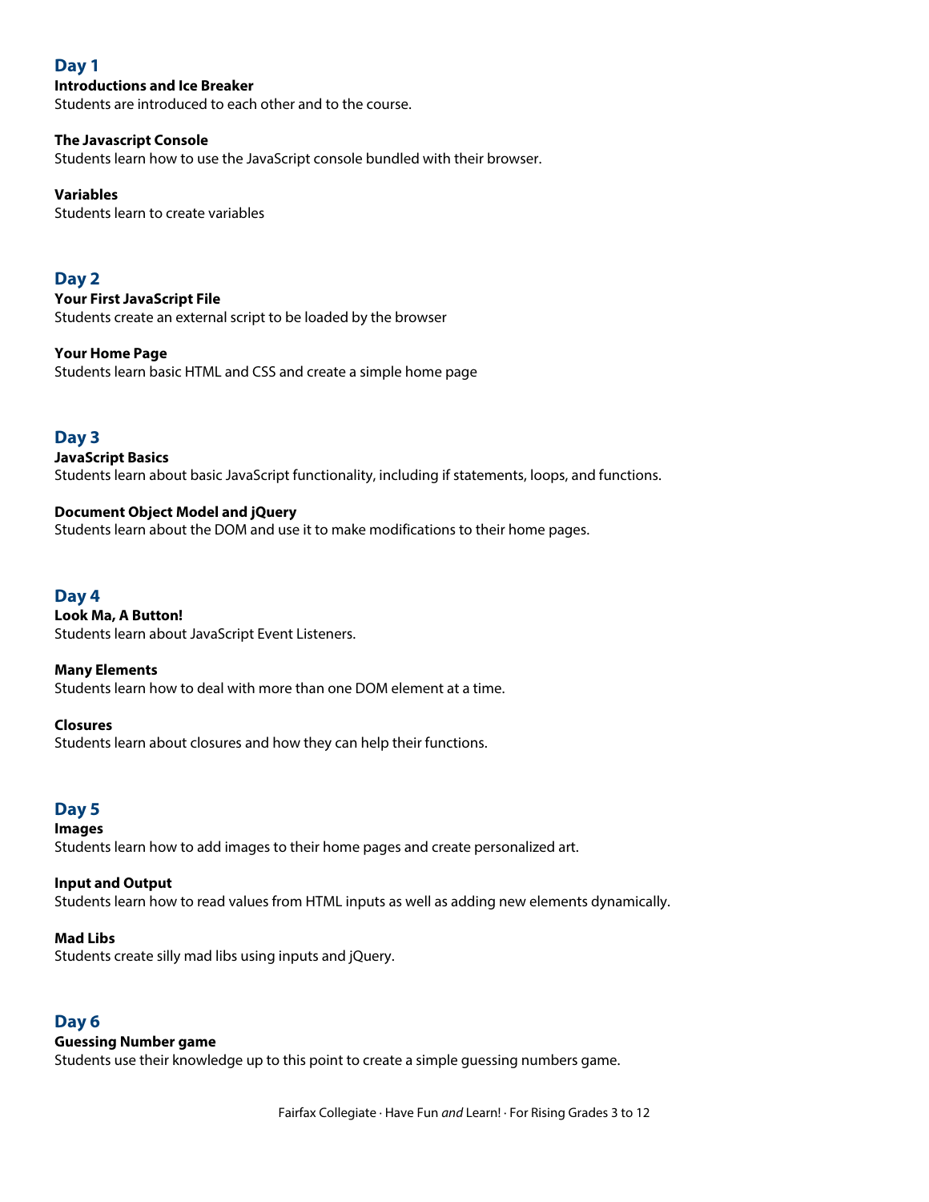## Day 1

**Introductions and Ice Breaker**
Students are introduced to each other and to the course.

**The Javascript Console**
Students learn how to use the JavaScript console bundled with their browser.

**Variables**
Students learn to create variables

## Day 2

**Your First JavaScript File**
Students create an external script to be loaded by the browser

**Your Home Page**
Students learn basic HTML and CSS and create a simple home page

## Day 3

**JavaScript Basics**
Students learn about basic JavaScript functionality, including if statements, loops, and functions.

**Document Object Model and jQuery**
Students learn about the DOM and use it to make modifications to their home pages.

## Day 4

**Look Ma, A Button!**
Students learn about JavaScript Event Listeners.

**Many Elements**
Students learn how to deal with more than one DOM element at a time.

**Closures**
Students learn about closures and how they can help their functions.

## Day 5

**Images**
Students learn how to add images to their home pages and create personalized art.

**Input and Output**
Students learn how to read values from HTML inputs as well as adding new elements dynamically.

**Mad Libs**
Students create silly mad libs using inputs and jQuery.

## Day 6

**Guessing Number game**
Students use their knowledge up to this point to create a simple guessing numbers game.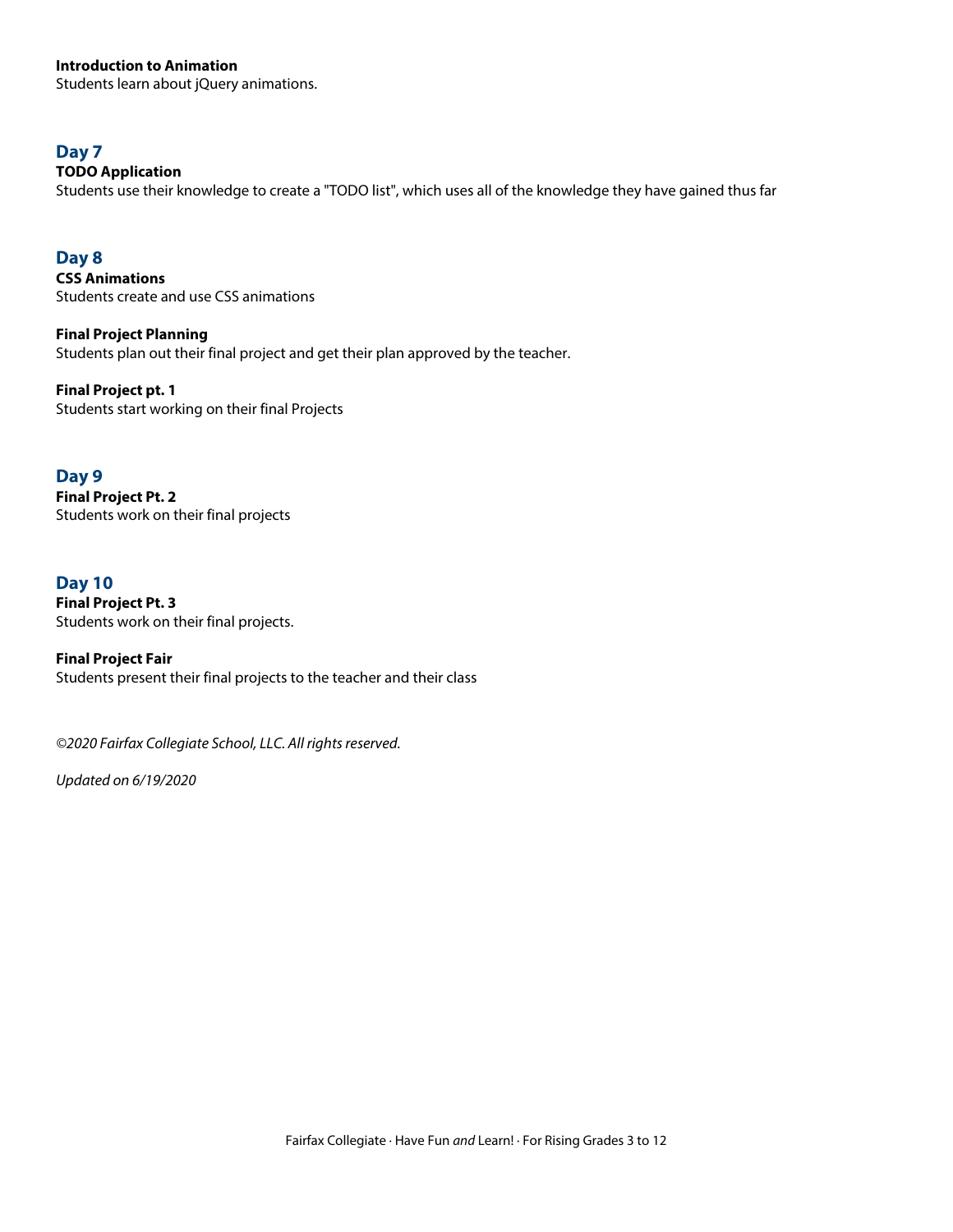**Introduction to Animation**
Students learn about jQuery animations.

## Day 7

**TODO Application**
Students use their knowledge to create a "TODO list", which uses all of the knowledge they have gained thus far

## Day 8

**CSS Animations**
Students create and use CSS animations

**Final Project Planning**
Students plan out their final project and get their plan approved by the teacher.

**Final Project pt. 1**
Students start working on their final Projects

## Day 9

**Final Project Pt. 2**
Students work on their final projects

## Day 10

**Final Project Pt. 3**
Students work on their final projects.

**Final Project Fair**
Students present their final projects to the teacher and their class

*©2020 Fairfax Collegiate School, LLC. All rights reserved.*

*Updated on 6/19/2020*